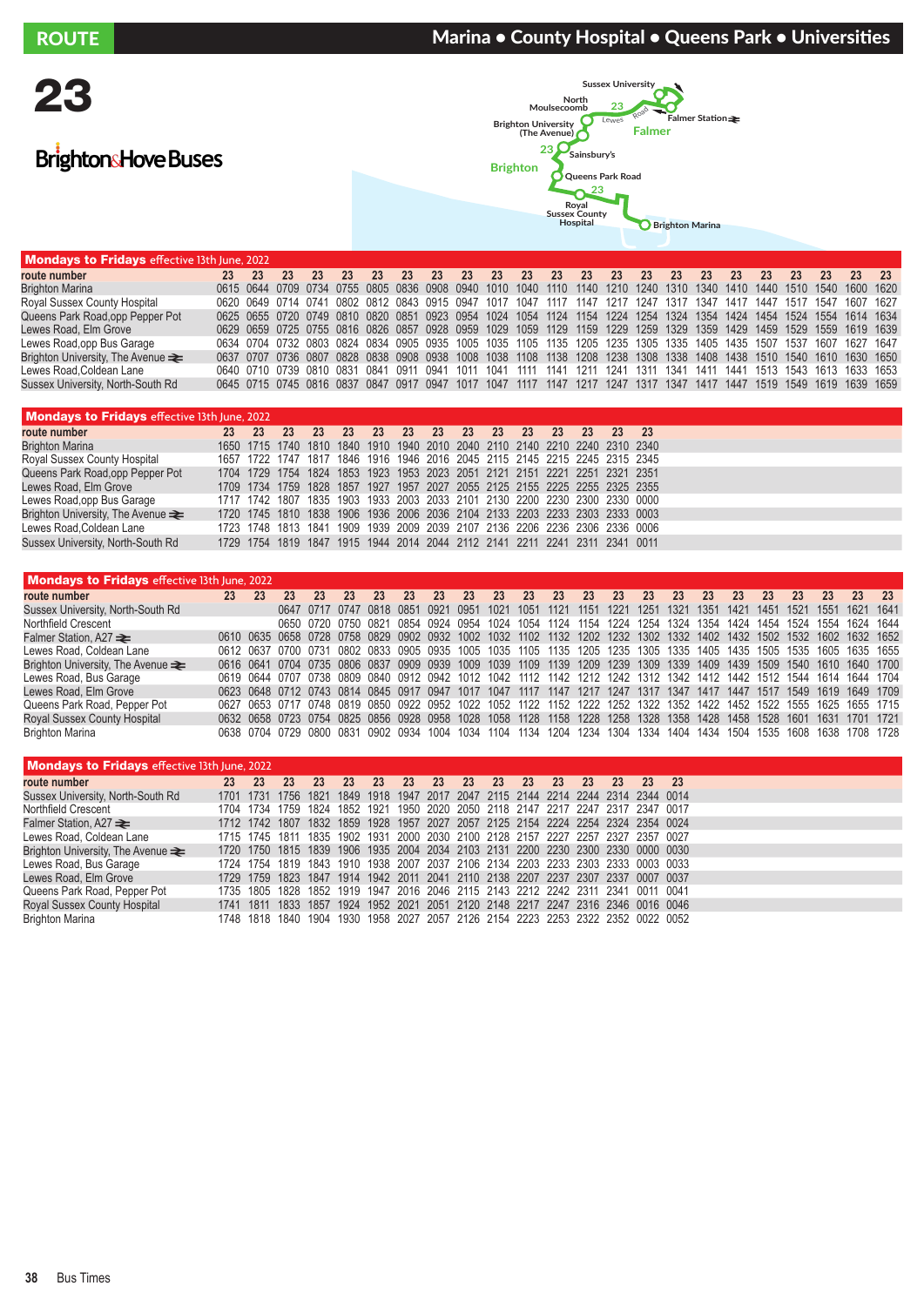# ROUTE 23

## Marina • County Hospital • Queens Park • Universities

Brighton & Hove Buses

Map stops: Sussex University, North Moulsecoomb, Brighton University (The Avenue), Lewes Road, Falmer Station, Falmer, Sainsbury's, Brighton, Queens Park Road, Royal Sussex County Hospital, Brighton Marina

**Mondays to Fridays** effective 13th June, 2022

| route number | 23 | 23 | 23 | 23 | 23 | 23 | 23 | 23 | 23 | 23 | 23 | 23 | 23 | 23 | 23 | 23 | 23 | 23 | 23 | 23 | 23 | 23 | 23 | 23 |
|---|---|---|---|---|---|---|---|---|---|---|---|---|---|---|---|---|---|---|---|---|---|---|---|---|
| Brighton Marina | 0615 | 0644 | 0709 | 0734 | 0755 | 0805 | 0836 | 0908 | 0940 | 1010 | 1040 | 1110 | 1140 | 1210 | 1240 | 1310 | 1340 | 1410 | 1440 | 1510 | 1540 | 1600 | 1620 | |
| Royal Sussex County Hospital | 0620 | 0649 | 0714 | 0741 | 0802 | 0812 | 0843 | 0915 | 0947 | 1017 | 1047 | 1117 | 1147 | 1217 | 1247 | 1317 | 1347 | 1417 | 1447 | 1517 | 1547 | 1607 | 1627 | |
| Queens Park Road,opp Pepper Pot | 0625 | 0655 | 0720 | 0749 | 0810 | 0820 | 0851 | 0923 | 0954 | 1024 | 1054 | 1124 | 1154 | 1224 | 1254 | 1324 | 1354 | 1424 | 1454 | 1524 | 1554 | 1614 | 1634 | |
| Lewes Road, Elm Grove | 0629 | 0659 | 0725 | 0755 | 0816 | 0826 | 0857 | 0928 | 0959 | 1029 | 1059 | 1129 | 1159 | 1229 | 1259 | 1329 | 1359 | 1429 | 1459 | 1529 | 1559 | 1619 | 1639 | |
| Lewes Road,opp Bus Garage | 0634 | 0704 | 0732 | 0803 | 0824 | 0834 | 0905 | 0935 | 1005 | 1035 | 1105 | 1135 | 1205 | 1235 | 1305 | 1335 | 1405 | 1435 | 1507 | 1537 | 1607 | 1627 | 1647 | |
| Brighton University, The Avenue ⇌ | 0637 | 0707 | 0736 | 0807 | 0828 | 0838 | 0908 | 0938 | 1008 | 1038 | 1108 | 1138 | 1208 | 1238 | 1308 | 1338 | 1408 | 1438 | 1510 | 1540 | 1610 | 1630 | 1650 | |
| Lewes Road,Coldean Lane | 0640 | 0710 | 0739 | 0810 | 0831 | 0841 | 0911 | 0941 | 1011 | 1041 | 1111 | 1141 | 1211 | 1241 | 1311 | 1341 | 1411 | 1441 | 1513 | 1543 | 1613 | 1633 | 1653 | |
| Sussex University, North-South Rd | 0645 | 0715 | 0745 | 0816 | 0837 | 0847 | 0917 | 0947 | 1017 | 1047 | 1117 | 1147 | 1217 | 1247 | 1317 | 1347 | 1417 | 1447 | 1519 | 1549 | 1619 | 1639 | 1659 | |

**Mondays to Fridays** effective 13th June, 2022

| route number | 23 | 23 | 23 | 23 | 23 | 23 | 23 | 23 | 23 | 23 | 23 | 23 | 23 | 23 | 23 |
|---|---|---|---|---|---|---|---|---|---|---|---|---|---|---|---|
| Brighton Marina | 1650 | 1715 | 1740 | 1810 | 1840 | 1910 | 1940 | 2010 | 2040 | 2110 | 2140 | 2210 | 2240 | 2310 | 2340 |
| Royal Sussex County Hospital | 1657 | 1722 | 1747 | 1817 | 1846 | 1916 | 1946 | 2016 | 2045 | 2115 | 2145 | 2215 | 2245 | 2315 | 2345 |
| Queens Park Road,opp Pepper Pot | 1704 | 1729 | 1754 | 1824 | 1853 | 1923 | 1953 | 2023 | 2051 | 2121 | 2151 | 2221 | 2251 | 2321 | 2351 |
| Lewes Road, Elm Grove | 1709 | 1734 | 1759 | 1828 | 1857 | 1927 | 1957 | 2027 | 2055 | 2125 | 2155 | 2225 | 2255 | 2325 | 2355 |
| Lewes Road,opp Bus Garage | 1717 | 1742 | 1807 | 1835 | 1903 | 1933 | 2003 | 2033 | 2101 | 2130 | 2200 | 2230 | 2300 | 2330 | 0000 |
| Brighton University, The Avenue ⇌ | 1720 | 1745 | 1810 | 1838 | 1906 | 1936 | 2006 | 2036 | 2104 | 2133 | 2203 | 2233 | 2303 | 2333 | 0003 |
| Lewes Road,Coldean Lane | 1723 | 1748 | 1813 | 1841 | 1909 | 1939 | 2009 | 2039 | 2107 | 2136 | 2206 | 2236 | 2306 | 2336 | 0006 |
| Sussex University, North-South Rd | 1729 | 1754 | 1819 | 1847 | 1915 | 1944 | 2014 | 2044 | 2112 | 2141 | 2211 | 2241 | 2311 | 2341 | 0011 |

**Mondays to Fridays** effective 13th June, 2022

| route number | 23 | 23 | 23 | 23 | 23 | 23 | 23 | 23 | 23 | 23 | 23 | 23 | 23 | 23 | 23 | 23 | 23 | 23 | 23 | 23 | 23 | 23 | 23 |
|---|---|---|---|---|---|---|---|---|---|---|---|---|---|---|---|---|---|---|---|---|---|---|---|
| Sussex University, North-South Rd | | | 0647 | 0717 | 0747 | 0818 | 0851 | 0921 | 0951 | 1021 | 1051 | 1121 | 1151 | 1221 | 1251 | 1321 | 1351 | 1421 | 1451 | 1521 | 1551 | 1621 | 1641 |
| Northfield Crescent | | | 0650 | 0720 | 0750 | 0821 | 0854 | 0924 | 0954 | 1024 | 1054 | 1124 | 1154 | 1224 | 1254 | 1324 | 1354 | 1424 | 1454 | 1524 | 1554 | 1624 | 1644 |
| Falmer Station, A27 ⇌ | 0610 | 0635 | 0658 | 0728 | 0758 | 0829 | 0902 | 0932 | 1002 | 1032 | 1102 | 1132 | 1202 | 1232 | 1302 | 1332 | 1402 | 1432 | 1502 | 1532 | 1602 | 1632 | 1652 |
| Lewes Road, Coldean Lane | 0612 | 0637 | 0700 | 0731 | 0802 | 0833 | 0905 | 0935 | 1005 | 1035 | 1105 | 1135 | 1205 | 1235 | 1305 | 1335 | 1405 | 1435 | 1505 | 1535 | 1605 | 1635 | 1655 |
| Brighton University, The Avenue ⇌ | 0616 | 0641 | 0704 | 0735 | 0806 | 0837 | 0909 | 0939 | 1009 | 1039 | 1109 | 1139 | 1209 | 1239 | 1309 | 1339 | 1409 | 1439 | 1509 | 1540 | 1610 | 1640 | 1700 |
| Lewes Road, Bus Garage | 0619 | 0644 | 0707 | 0738 | 0809 | 0840 | 0912 | 0942 | 1012 | 1042 | 1112 | 1142 | 1212 | 1242 | 1312 | 1342 | 1412 | 1442 | 1512 | 1544 | 1614 | 1644 | 1704 |
| Lewes Road, Elm Grove | 0623 | 0648 | 0712 | 0743 | 0814 | 0845 | 0917 | 0947 | 1017 | 1047 | 1117 | 1147 | 1217 | 1247 | 1317 | 1347 | 1417 | 1447 | 1517 | 1549 | 1619 | 1649 | 1709 |
| Queens Park Road, Pepper Pot | 0627 | 0653 | 0717 | 0748 | 0819 | 0850 | 0922 | 0952 | 1022 | 1052 | 1122 | 1152 | 1222 | 1252 | 1322 | 1352 | 1422 | 1452 | 1522 | 1555 | 1625 | 1655 | 1715 |
| Royal Sussex County Hospital | 0632 | 0658 | 0723 | 0754 | 0825 | 0856 | 0928 | 0958 | 1028 | 1058 | 1128 | 1158 | 1228 | 1258 | 1328 | 1358 | 1428 | 1458 | 1528 | 1601 | 1631 | 1701 | 1721 |
| Brighton Marina | 0638 | 0704 | 0729 | 0800 | 0831 | 0902 | 0934 | 1004 | 1034 | 1104 | 1134 | 1204 | 1234 | 1304 | 1334 | 1404 | 1434 | 1504 | 1535 | 1608 | 1638 | 1708 | 1728 |

**Mondays to Fridays** effective 13th June, 2022

| route number | 23 | 23 | 23 | 23 | 23 | 23 | 23 | 23 | 23 | 23 | 23 | 23 | 23 | 23 | 23 | 23 |
|---|---|---|---|---|---|---|---|---|---|---|---|---|---|---|---|---|
| Sussex University, North-South Rd | 1701 | 1731 | 1756 | 1821 | 1849 | 1918 | 1947 | 2017 | 2047 | 2115 | 2144 | 2214 | 2244 | 2314 | 2344 | 0014 |
| Northfield Crescent | 1704 | 1734 | 1759 | 1824 | 1852 | 1921 | 1950 | 2020 | 2050 | 2118 | 2147 | 2217 | 2247 | 2317 | 2347 | 0017 |
| Falmer Station, A27 ⇌ | 1712 | 1742 | 1807 | 1832 | 1859 | 1928 | 1957 | 2027 | 2057 | 2125 | 2154 | 2224 | 2254 | 2324 | 2354 | 0024 |
| Lewes Road, Coldean Lane | 1715 | 1745 | 1811 | 1835 | 1902 | 1931 | 2000 | 2030 | 2100 | 2128 | 2157 | 2227 | 2257 | 2327 | 2357 | 0027 |
| Brighton University, The Avenue ⇌ | 1720 | 1750 | 1815 | 1839 | 1906 | 1935 | 2004 | 2034 | 2103 | 2131 | 2200 | 2230 | 2300 | 2330 | 0000 | 0030 |
| Lewes Road, Bus Garage | 1724 | 1754 | 1819 | 1843 | 1910 | 1938 | 2007 | 2037 | 2106 | 2134 | 2203 | 2233 | 2303 | 2333 | 0003 | 0033 |
| Lewes Road, Elm Grove | 1729 | 1759 | 1823 | 1847 | 1914 | 1942 | 2011 | 2041 | 2110 | 2138 | 2207 | 2237 | 2307 | 2337 | 0007 | 0037 |
| Queens Park Road, Pepper Pot | 1735 | 1805 | 1828 | 1852 | 1919 | 1947 | 2016 | 2046 | 2115 | 2143 | 2212 | 2242 | 2311 | 2341 | 0011 | 0041 |
| Royal Sussex County Hospital | 1741 | 1811 | 1833 | 1857 | 1924 | 1952 | 2021 | 2051 | 2120 | 2148 | 2217 | 2247 | 2316 | 2346 | 0016 | 0046 |
| Brighton Marina | 1748 | 1818 | 1840 | 1904 | 1930 | 1958 | 2027 | 2057 | 2126 | 2154 | 2223 | 2253 | 2322 | 2352 | 0022 | 0052 |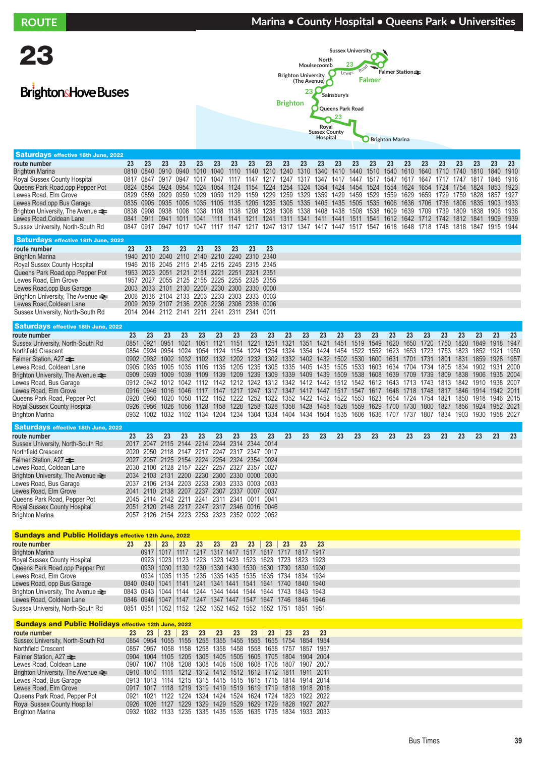ROUTE

## Marina • County Hospital • Queens Park • Universities

# 23

**Brighton&Hove Buses**

Sussex University
North Moulsecoomb
23
Lewes Road
Falmer Station
Falmer
Brighton University (The Avenue)
23
Sainsbury's
Brighton
Queens Park Road
23
Royal Sussex County Hospital
Brighton Marina

### Saturdays effective 18th June, 2022

| route number | 23 | 23 | 23 | 23 | 23 | 23 | 23 | 23 | 23 | 23 | 23 | 23 | 23 | 23 | 23 | 23 | 23 | 23 | 23 | 23 | 23 | 23 | 23 |
|---|---|---|---|---|---|---|---|---|---|---|---|---|---|---|---|---|---|---|---|---|---|---|---|
| Brighton Marina | 0810 | 0840 | 0910 | 0940 | 1010 | 1040 | 1110 | 1140 | 1210 | 1240 | 1310 | 1340 | 1410 | 1440 | 1510 | 1540 | 1610 | 1640 | 1710 | 1740 | 1810 | 1840 | 1910 |
| Royal Sussex County Hospital | 0817 | 0847 | 0917 | 0947 | 1017 | 1047 | 1117 | 1147 | 1217 | 1247 | 1317 | 1347 | 1417 | 1447 | 1517 | 1547 | 1617 | 1647 | 1717 | 1747 | 1817 | 1846 | 1916 |
| Queens Park Road,opp Pepper Pot | 0824 | 0854 | 0924 | 0954 | 1024 | 1054 | 1124 | 1154 | 1224 | 1254 | 1324 | 1354 | 1424 | 1454 | 1524 | 1554 | 1624 | 1654 | 1724 | 1754 | 1824 | 1853 | 1923 |
| Lewes Road, Elm Grove | 0829 | 0859 | 0929 | 0959 | 1029 | 1059 | 1129 | 1159 | 1229 | 1259 | 1329 | 1359 | 1429 | 1459 | 1529 | 1559 | 1629 | 1659 | 1729 | 1759 | 1828 | 1857 | 1927 |
| Lewes Road,opp Bus Garage | 0835 | 0905 | 0935 | 1005 | 1035 | 1105 | 1135 | 1205 | 1235 | 1305 | 1335 | 1405 | 1435 | 1505 | 1535 | 1606 | 1636 | 1706 | 1736 | 1806 | 1835 | 1903 | 1933 |
| Brighton University, The Avenue | 0838 | 0908 | 0938 | 1008 | 1038 | 1108 | 1138 | 1208 | 1238 | 1308 | 1338 | 1408 | 1438 | 1508 | 1538 | 1609 | 1639 | 1709 | 1739 | 1809 | 1838 | 1906 | 1936 |
| Lewes Road,Coldean Lane | 0841 | 0911 | 0941 | 1011 | 1041 | 1111 | 1141 | 1211 | 1241 | 1311 | 1341 | 1411 | 1441 | 1511 | 1541 | 1612 | 1642 | 1712 | 1742 | 1812 | 1841 | 1909 | 1939 |
| Sussex University, North-South Rd | 0847 | 0917 | 0947 | 1017 | 1047 | 1117 | 1147 | 1217 | 1247 | 1317 | 1347 | 1417 | 1447 | 1517 | 1547 | 1618 | 1648 | 1718 | 1748 | 1818 | 1847 | 1915 | 1944 |

### Saturdays effective 18th June, 2022

| route number | 23 | 23 | 23 | 23 | 23 | 23 | 23 | 23 | 23 |
|---|---|---|---|---|---|---|---|---|---|
| Brighton Marina | 1940 | 2010 | 2040 | 2110 | 2140 | 2210 | 2240 | 2310 | 2340 |
| Royal Sussex County Hospital | 1946 | 2016 | 2045 | 2115 | 2145 | 2215 | 2245 | 2315 | 2345 |
| Queens Park Road,opp Pepper Pot | 1953 | 2023 | 2051 | 2121 | 2151 | 2221 | 2251 | 2321 | 2351 |
| Lewes Road, Elm Grove | 1957 | 2027 | 2055 | 2125 | 2155 | 2225 | 2255 | 2325 | 2355 |
| Lewes Road,opp Bus Garage | 2003 | 2033 | 2101 | 2130 | 2200 | 2230 | 2300 | 2330 | 0000 |
| Brighton University, The Avenue | 2006 | 2036 | 2104 | 2133 | 2203 | 2233 | 2303 | 2333 | 0003 |
| Lewes Road,Coldean Lane | 2009 | 2039 | 2107 | 2136 | 2206 | 2236 | 2306 | 2336 | 0006 |
| Sussex University, North-South Rd | 2014 | 2044 | 2112 | 2141 | 2211 | 2241 | 2311 | 2341 | 0011 |

### Saturdays effective 18th June, 2022

| route number | 23 | 23 | 23 | 23 | 23 | 23 | 23 | 23 | 23 | 23 | 23 | 23 | 23 | 23 | 23 | 23 | 23 | 23 | 23 | 23 | 23 | 23 | 23 |
|---|---|---|---|---|---|---|---|---|---|---|---|---|---|---|---|---|---|---|---|---|---|---|---|
| Sussex University, North-South Rd | 0851 | 0921 | 0951 | 1021 | 1051 | 1121 | 1151 | 1221 | 1251 | 1321 | 1351 | 1421 | 1451 | 1519 | 1549 | 1620 | 1650 | 1720 | 1750 | 1820 | 1849 | 1918 | 1947 |
| Northfield Crescent | 0854 | 0924 | 0954 | 1024 | 1054 | 1124 | 1154 | 1224 | 1254 | 1324 | 1354 | 1424 | 1454 | 1522 | 1552 | 1623 | 1653 | 1723 | 1753 | 1823 | 1852 | 1921 | 1950 |
| Falmer Station, A27 | 0902 | 0932 | 1002 | 1032 | 1102 | 1132 | 1202 | 1232 | 1302 | 1332 | 1402 | 1432 | 1502 | 1530 | 1600 | 1631 | 1701 | 1731 | 1801 | 1831 | 1859 | 1928 | 1957 |
| Lewes Road, Coldean Lane | 0905 | 0935 | 1005 | 1035 | 1105 | 1135 | 1205 | 1235 | 1305 | 1335 | 1405 | 1435 | 1505 | 1533 | 1603 | 1634 | 1704 | 1734 | 1805 | 1834 | 1902 | 1931 | 2000 |
| Brighton University, The Avenue | 0909 | 0939 | 1009 | 1039 | 1109 | 1139 | 1209 | 1239 | 1309 | 1339 | 1409 | 1439 | 1509 | 1538 | 1608 | 1639 | 1709 | 1739 | 1809 | 1838 | 1906 | 1935 | 2004 |
| Lewes Road, Bus Garage | 0912 | 0942 | 1012 | 1042 | 1112 | 1142 | 1212 | 1242 | 1312 | 1342 | 1412 | 1442 | 1512 | 1542 | 1612 | 1643 | 1713 | 1743 | 1813 | 1842 | 1910 | 1938 | 2007 |
| Lewes Road, Elm Grove | 0916 | 0946 | 1016 | 1046 | 1117 | 1147 | 1217 | 1247 | 1317 | 1347 | 1417 | 1447 | 1517 | 1547 | 1617 | 1648 | 1718 | 1748 | 1817 | 1846 | 1914 | 1942 | 2011 |
| Queens Park Road, Pepper Pot | 0920 | 0950 | 1020 | 1050 | 1122 | 1152 | 1222 | 1252 | 1322 | 1352 | 1422 | 1452 | 1522 | 1553 | 1623 | 1654 | 1724 | 1754 | 1821 | 1850 | 1918 | 1946 | 2015 |
| Royal Sussex County Hospital | 0926 | 0956 | 1026 | 1056 | 1128 | 1158 | 1228 | 1258 | 1328 | 1358 | 1428 | 1458 | 1528 | 1559 | 1629 | 1700 | 1730 | 1800 | 1827 | 1856 | 1924 | 1952 | 2021 |
| Brighton Marina | 0932 | 1002 | 1032 | 1102 | 1134 | 1204 | 1234 | 1304 | 1334 | 1404 | 1434 | 1504 | 1535 | 1606 | 1636 | 1707 | 1737 | 1807 | 1834 | 1903 | 1930 | 1958 | 2027 |

### Saturdays effective 18th June, 2022

| route number | 23 | 23 | 23 | 23 | 23 | 23 | 23 | 23 | 23 | 23 | 23 | 23 | 23 | 23 | 23 | 23 | 23 | 23 | 23 | 23 | 23 | 23 | 23 |
|---|---|---|---|---|---|---|---|---|---|---|---|---|---|---|---|---|---|---|---|---|---|---|---|
| Sussex University, North-South Rd | 2017 | 2047 | 2115 | 2144 | 2214 | 2244 | 2314 | 2344 | 0014 | | | | | | | | | | | | | | |
| Northfield Crescent | 2020 | 2050 | 2118 | 2147 | 2217 | 2247 | 2317 | 2347 | 0017 | | | | | | | | | | | | | | |
| Falmer Station, A27 | 2027 | 2057 | 2125 | 2154 | 2224 | 2254 | 2324 | 2354 | 0024 | | | | | | | | | | | | | | |
| Lewes Road, Coldean Lane | 2030 | 2100 | 2128 | 2157 | 2227 | 2257 | 2327 | 2357 | 0027 | | | | | | | | | | | | | | |
| Brighton University, The Avenue | 2034 | 2103 | 2131 | 2200 | 2230 | 2300 | 2330 | 0000 | 0030 | | | | | | | | | | | | | | |
| Lewes Road, Bus Garage | 2037 | 2106 | 2134 | 2203 | 2233 | 2303 | 2333 | 0003 | 0033 | | | | | | | | | | | | | | |
| Lewes Road, Elm Grove | 2041 | 2110 | 2138 | 2207 | 2237 | 2307 | 2337 | 0007 | 0037 | | | | | | | | | | | | | | |
| Queens Park Road, Pepper Pot | 2045 | 2114 | 2142 | 2211 | 2241 | 2311 | 2341 | 0011 | 0041 | | | | | | | | | | | | | | |
| Royal Sussex County Hospital | 2051 | 2120 | 2148 | 2217 | 2247 | 2317 | 2346 | 0016 | 0046 | | | | | | | | | | | | | | |
| Brighton Marina | 2057 | 2126 | 2154 | 2223 | 2253 | 2323 | 2352 | 0022 | 0052 | | | | | | | | | | | | | | |

### Sundays and Public Holidays effective 12th June, 2022

| route number | 23 | 23 | 23 | 23 | 23 | 23 | 23 | 23 | 23 | 23 | 23 | 23 |
|---|---|---|---|---|---|---|---|---|---|---|---|---|
| Brighton Marina | | 0917 | 1017 | 1117 | 1217 | 1317 | 1417 | 1517 | 1617 | 1717 | 1817 | 1917 |
| Royal Sussex County Hospital | | 0923 | 1023 | 1123 | 1223 | 1323 | 1423 | 1523 | 1623 | 1723 | 1823 | 1923 |
| Queens Park Road,opp Pepper Pot | | 0930 | 1030 | 1130 | 1230 | 1330 | 1430 | 1530 | 1630 | 1730 | 1830 | 1930 |
| Lewes Road, Elm Grove | | 0934 | 1035 | 1135 | 1235 | 1335 | 1435 | 1535 | 1635 | 1734 | 1834 | 1934 |
| Lewes Road, opp Bus Garage | 0840 | 0940 | 1041 | 1141 | 1241 | 1341 | 1441 | 1541 | 1641 | 1740 | 1840 | 1940 |
| Brighton University, The Avenue | 0843 | 0943 | 1044 | 1144 | 1244 | 1344 | 1444 | 1544 | 1644 | 1743 | 1843 | 1943 |
| Lewes Road, Coldean Lane | 0846 | 0946 | 1047 | 1147 | 1247 | 1347 | 1447 | 1547 | 1647 | 1746 | 1846 | 1946 |
| Sussex University, North-South Rd | 0851 | 0951 | 1052 | 1152 | 1252 | 1352 | 1452 | 1552 | 1652 | 1751 | 1851 | 1951 |

### Sundays and Public Holidays effective 12th June, 2022

| route number | 23 | 23 | 23 | 23 | 23 | 23 | 23 | 23 | 23 | 23 | 23 | 23 |
|---|---|---|---|---|---|---|---|---|---|---|---|---|
| Sussex University, North-South Rd | 0854 | 0954 | 1055 | 1155 | 1255 | 1355 | 1455 | 1555 | 1655 | 1754 | 1854 | 1954 |
| Northfield Crescent | 0857 | 0957 | 1058 | 1158 | 1258 | 1358 | 1458 | 1558 | 1658 | 1757 | 1857 | 1957 |
| Falmer Station, A27 | 0904 | 1004 | 1105 | 1205 | 1305 | 1405 | 1505 | 1605 | 1705 | 1804 | 1904 | 2004 |
| Lewes Road, Coldean Lane | 0907 | 1007 | 1108 | 1208 | 1308 | 1408 | 1508 | 1608 | 1708 | 1807 | 1907 | 2007 |
| Brighton University, The Avenue | 0910 | 1010 | 1111 | 1212 | 1312 | 1412 | 1512 | 1612 | 1712 | 1811 | 1911 | 2011 |
| Lewes Road, Bus Garage | 0913 | 1013 | 1114 | 1215 | 1315 | 1415 | 1515 | 1615 | 1715 | 1814 | 1914 | 2014 |
| Lewes Road, Elm Grove | 0917 | 1017 | 1118 | 1219 | 1319 | 1419 | 1519 | 1619 | 1719 | 1818 | 1918 | 2018 |
| Queens Park Road, Pepper Pot | 0921 | 1021 | 1122 | 1224 | 1324 | 1424 | 1524 | 1624 | 1724 | 1823 | 1922 | 2022 |
| Royal Sussex County Hospital | 0926 | 1026 | 1127 | 1229 | 1329 | 1429 | 1529 | 1629 | 1729 | 1828 | 1927 | 2027 |
| Brighton Marina | 0932 | 1032 | 1133 | 1235 | 1335 | 1435 | 1535 | 1635 | 1735 | 1834 | 1933 | 2033 |